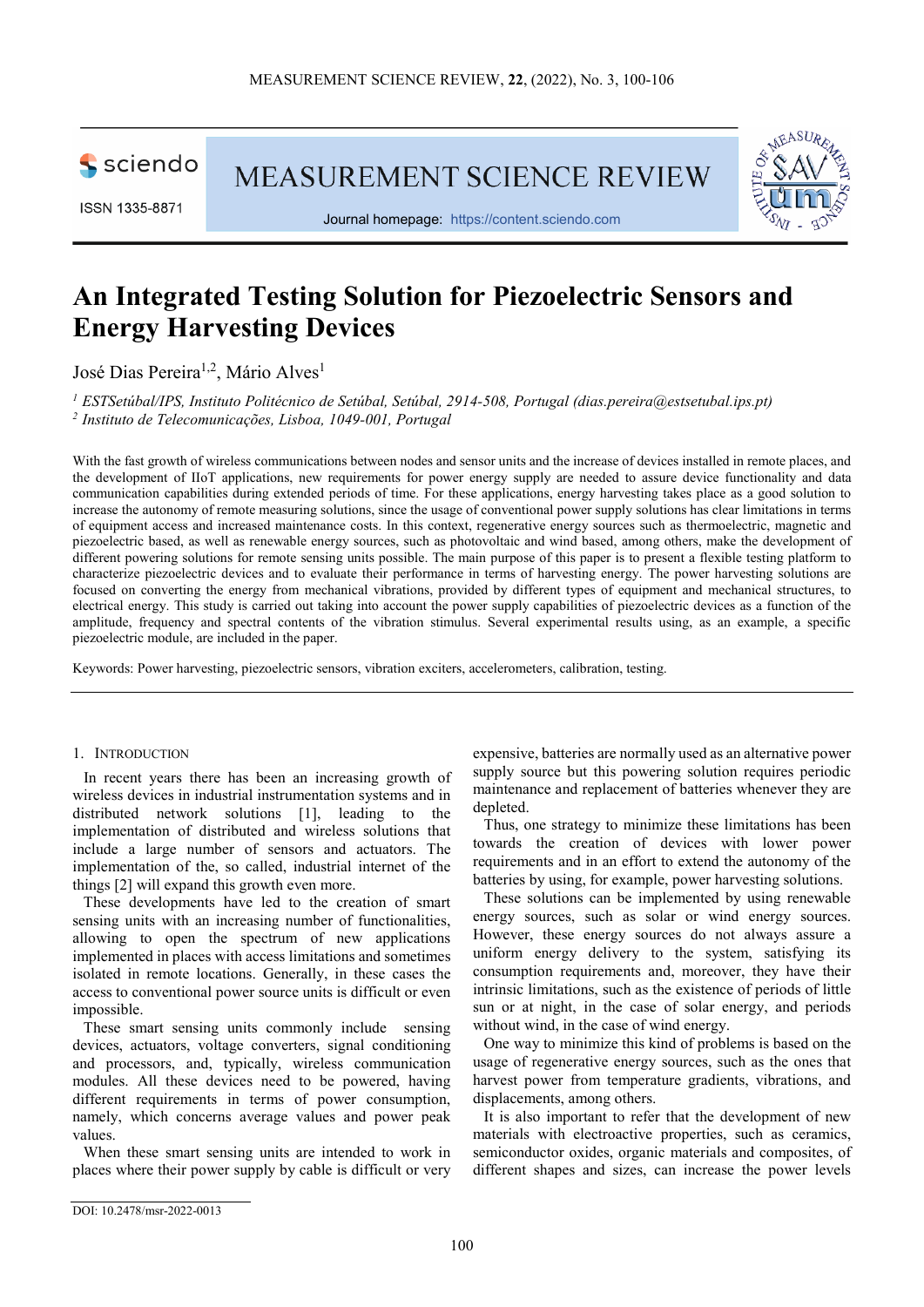# An Integrated Testing Solution for Piezoelectric Sensors and Energy Harvesting Devices

José Dias Pereira[1,2], Mário Alves[1]

[1] *ESTSetúbal/IPS, Instituto Politécnico de Setúbal, Setúbal, 2914-508, Portugal (dias.pereira@estsetubal.ips.pt)*
[2] *Instituto de Telecomunicações, Lisboa, 1049-001, Portugal*

With the fast growth of wireless communications between nodes and sensor units and the increase of devices installed in remote places, and the development of IIoT applications, new requirements for power energy supply are needed to assure device functionality and data communication capabilities during extended periods of time. For these applications, energy harvesting takes place as a good solution to increase the autonomy of remote measuring solutions, since the usage of conventional power supply solutions has clear limitations in terms of equipment access and increased maintenance costs. In this context, regenerative energy sources such as thermoelectric, magnetic and piezoelectric based, as well as renewable energy sources, such as photovoltaic and wind based, among others, make the development of different powering solutions for remote sensing units possible. The main purpose of this paper is to present a flexible testing platform to characterize piezoelectric devices and to evaluate their performance in terms of harvesting energy. The power harvesting solutions are focused on converting the energy from mechanical vibrations, provided by different types of equipment and mechanical structures, to electrical energy. This study is carried out taking into account the power supply capabilities of piezoelectric devices as a function of the amplitude, frequency and spectral contents of the vibration stimulus. Several experimental results using, as an example, a specific piezoelectric module, are included in the paper.

Keywords: Power harvesting, piezoelectric sensors, vibration exciters, accelerometers, calibration, testing.

## 1. Introduction

In recent years there has been an increasing growth of wireless devices in industrial instrumentation systems and in distributed network solutions [1], leading to the implementation of distributed and wireless solutions that include a large number of sensors and actuators. The implementation of the, so called, industrial internet of the things [2] will expand this growth even more.

These developments have led to the creation of smart sensing units with an increasing number of functionalities, allowing to open the spectrum of new applications implemented in places with access limitations and sometimes isolated in remote locations. Generally, in these cases the access to conventional power source units is difficult or even impossible.

These smart sensing units commonly include sensing devices, actuators, voltage converters, signal conditioning and processors, and, typically, wireless communication modules. All these devices need to be powered, having different requirements in terms of power consumption, namely, which concerns average values and power peak values.

When these smart sensing units are intended to work in places where their power supply by cable is difficult or very expensive, batteries are normally used as an alternative power supply source but this powering solution requires periodic maintenance and replacement of batteries whenever they are depleted.

Thus, one strategy to minimize these limitations has been towards the creation of devices with lower power requirements and in an effort to extend the autonomy of the batteries by using, for example, power harvesting solutions.

These solutions can be implemented by using renewable energy sources, such as solar or wind energy sources. However, these energy sources do not always assure a uniform energy delivery to the system, satisfying its consumption requirements and, moreover, they have their intrinsic limitations, such as the existence of periods of little sun or at night, in the case of solar energy, and periods without wind, in the case of wind energy.

One way to minimize this kind of problems is based on the usage of regenerative energy sources, such as the ones that harvest power from temperature gradients, vibrations, and displacements, among others.

It is also important to refer that the development of new materials with electroactive properties, such as ceramics, semiconductor oxides, organic materials and composites, of different shapes and sizes, can increase the power levels

DOI: 10.2478/msr-2022-0013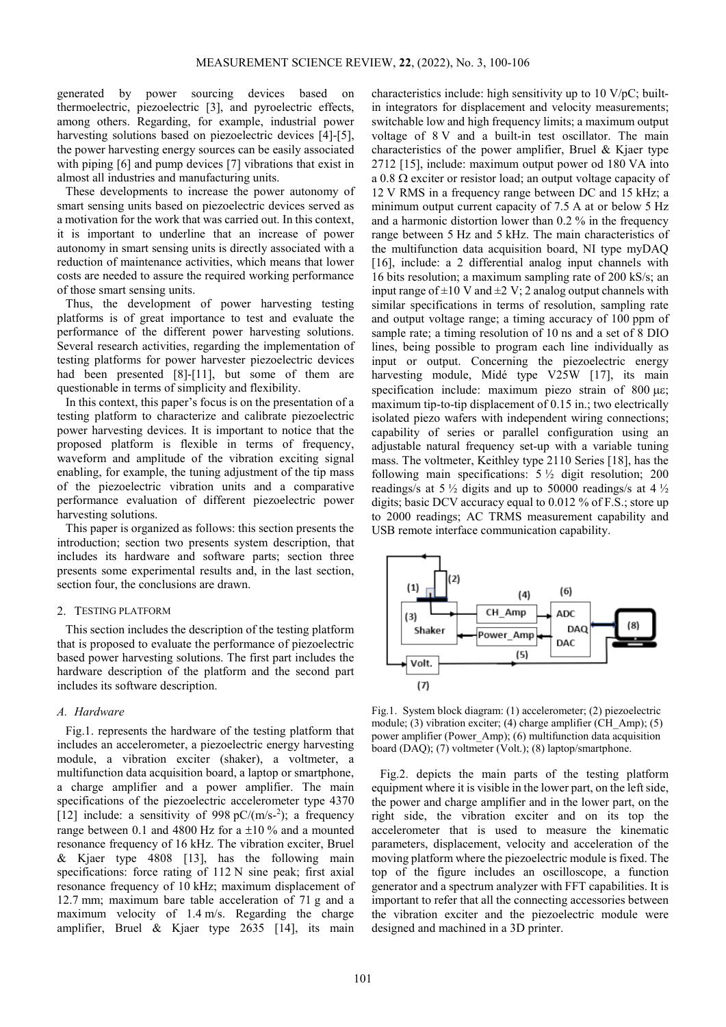generated by power sourcing devices based on thermoelectric, piezoelectric [3], and pyroelectric effects, among others. Regarding, for example, industrial power harvesting solutions based on piezoelectric devices [4]-[5], the power harvesting energy sources can be easily associated with piping [6] and pump devices [7] vibrations that exist in almost all industries and manufacturing units.

These developments to increase the power autonomy of smart sensing units based on piezoelectric devices served as a motivation for the work that was carried out. In this context, it is important to underline that an increase of power autonomy in smart sensing units is directly associated with a reduction of maintenance activities, which means that lower costs are needed to assure the required working performance of those smart sensing units.

Thus, the development of power harvesting testing platforms is of great importance to test and evaluate the performance of the different power harvesting solutions. Several research activities, regarding the implementation of testing platforms for power harvester piezoelectric devices had been presented [8]-[11], but some of them are questionable in terms of simplicity and flexibility.

In this context, this paper's focus is on the presentation of a testing platform to characterize and calibrate piezoelectric power harvesting devices. It is important to notice that the proposed platform is flexible in terms of frequency, waveform and amplitude of the vibration exciting signal enabling, for example, the tuning adjustment of the tip mass of the piezoelectric vibration units and a comparative performance evaluation of different piezoelectric power harvesting solutions.

This paper is organized as follows: this section presents the introduction; section two presents system description, that includes its hardware and software parts; section three presents some experimental results and, in the last section, section four, the conclusions are drawn.

## 2. TESTING PLATFORM

This section includes the description of the testing platform that is proposed to evaluate the performance of piezoelectric based power harvesting solutions. The first part includes the hardware description of the platform and the second part includes its software description.

### *A. Hardware*

Fig.1. represents the hardware of the testing platform that includes an accelerometer, a piezoelectric energy harvesting module, a vibration exciter (shaker), a voltmeter, a multifunction data acquisition board, a laptop or smartphone, a charge amplifier and a power amplifier. The main specifications of the piezoelectric accelerometer type 4370 [12] include: a sensitivity of 998 pC/(m/s$^{-2}$); a frequency range between 0.1 and 4800 Hz for a ±10 % and a mounted resonance frequency of 16 kHz. The vibration exciter, Bruel & Kjaer type 4808 [13], has the following main specifications: force rating of 112 N sine peak; first axial resonance frequency of 10 kHz; maximum displacement of 12.7 mm; maximum bare table acceleration of 71 g and a maximum velocity of 1.4 m/s. Regarding the charge amplifier, Bruel & Kjaer type 2635 [14], its main characteristics include: high sensitivity up to 10 V/pC; built-in integrators for displacement and velocity measurements; switchable low and high frequency limits; a maximum output voltage of 8 V and a built-in test oscillator. The main characteristics of the power amplifier, Bruel & Kjaer type 2712 [15], include: maximum output power od 180 VA into a 0.8 Ω exciter or resistor load; an output voltage capacity of 12 V RMS in a frequency range between DC and 15 kHz; a minimum output current capacity of 7.5 A at or below 5 Hz and a harmonic distortion lower than 0.2 % in the frequency range between 5 Hz and 5 kHz. The main characteristics of the multifunction data acquisition board, NI type myDAQ [16], include: a 2 differential analog input channels with 16 bits resolution; a maximum sampling rate of 200 kS/s; an input range of ±10 V and ±2 V; 2 analog output channels with similar specifications in terms of resolution, sampling rate and output voltage range; a timing accuracy of 100 ppm of sample rate; a timing resolution of 10 ns and a set of 8 DIO lines, being possible to program each line individually as input or output. Concerning the piezoelectric energy harvesting module, Midé type V25W [17], its main specification include: maximum piezo strain of 800 με; maximum tip-to-tip displacement of 0.15 in.; two electrically isolated piezo wafers with independent wiring connections; capability of series or parallel configuration using an adjustable natural frequency set-up with a variable tuning mass. The voltmeter, Keithley type 2110 Series [18], has the following main specifications: 5 ½ digit resolution; 200 readings/s at 5 ½ digits and up to 50000 readings/s at 4 ½ digits; basic DCV accuracy equal to 0.012 % of F.S.; store up to 2000 readings; AC TRMS measurement capability and USB remote interface communication capability.

Fig.1. System block diagram: (1) accelerometer; (2) piezoelectric module; (3) vibration exciter; (4) charge amplifier (CH_Amp); (5) power amplifier (Power_Amp); (6) multifunction data acquisition board (DAQ); (7) voltmeter (Volt.); (8) laptop/smartphone.

Fig.2. depicts the main parts of the testing platform equipment where it is visible in the lower part, on the left side, the power and charge amplifier and in the lower part, on the right side, the vibration exciter and on its top the accelerometer that is used to measure the kinematic parameters, displacement, velocity and acceleration of the moving platform where the piezoelectric module is fixed. The top of the figure includes an oscilloscope, a function generator and a spectrum analyzer with FFT capabilities. It is important to refer that all the connecting accessories between the vibration exciter and the piezoelectric module were designed and machined in a 3D printer.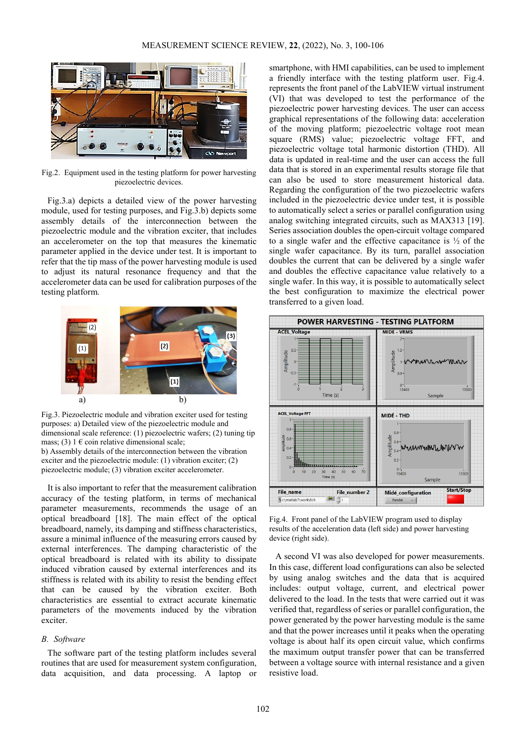Fig.2. Equipment used in the testing platform for power harvesting piezoelectric devices.

Fig.3.a) depicts a detailed view of the power harvesting module, used for testing purposes, and Fig.3.b) depicts some assembly details of the interconnection between the piezoelectric module and the vibration exciter, that includes an accelerometer on the top that measures the kinematic parameter applied in the device under test. It is important to refer that the tip mass of the power harvesting module is used to adjust its natural resonance frequency and that the accelerometer data can be used for calibration purposes of the testing platform.

Fig.3. Piezoelectric module and vibration exciter used for testing purposes: a) Detailed view of the piezoelectric module and dimensional scale reference: (1) piezoelectric wafers; (2) tuning tip mass; (3) 1 € coin relative dimensional scale;
b) Assembly details of the interconnection between the vibration exciter and the piezoelectric module: (1) vibration exciter; (2) piezoelectric module; (3) vibration exciter accelerometer.

It is also important to refer that the measurement calibration accuracy of the testing platform, in terms of mechanical parameter measurements, recommends the usage of an optical breadboard [18]. The main effect of the optical breadboard, namely, its damping and stiffness characteristics, assure a minimal influence of the measuring errors caused by external interferences. The damping characteristic of the optical breadboard is related with its ability to dissipate induced vibration caused by external interferences and its stiffness is related with its ability to resist the bending effect that can be caused by the vibration exciter. Both characteristics are essential to extract accurate kinematic parameters of the movements induced by the vibration exciter.

### *B. Software*

The software part of the testing platform includes several routines that are used for measurement system configuration, data acquisition, and data processing. A laptop or smartphone, with HMI capabilities, can be used to implement a friendly interface with the testing platform user. Fig.4. represents the front panel of the LabVIEW virtual instrument (VI) that was developed to test the performance of the piezoelectric power harvesting devices. The user can access graphical representations of the following data: acceleration of the moving platform; piezoelectric voltage root mean square (RMS) value; piezoelectric voltage FFT, and piezoelectric voltage total harmonic distortion (THD). All data is updated in real-time and the user can access the full data that is stored in an experimental results storage file that can also be used to store measurement historical data. Regarding the configuration of the two piezoelectric wafers included in the piezoelectric device under test, it is possible to automatically select a series or parallel configuration using analog switching integrated circuits, such as MAX313 [19]. Series association doubles the open-circuit voltage compared to a single wafer and the effective capacitance is ½ of the single wafer capacitance. By its turn, parallel association doubles the current that can be delivered by a single wafer and doubles the effective capacitance value relatively to a single wafer. In this way, it is possible to automatically select the best configuration to maximize the electrical power transferred to a given load.

Fig.4. Front panel of the LabVIEW program used to display results of the acceleration data (left side) and power harvesting device (right side).

A second VI was also developed for power measurements. In this case, different load configurations can also be selected by using analog switches and the data that is acquired includes: output voltage, current, and electrical power delivered to the load. In the tests that were carried out it was verified that, regardless of series or parallel configuration, the power generated by the power harvesting module is the same and that the power increases until it peaks when the operating voltage is about half its open circuit value, which confirms the maximum output transfer power that can be transferred between a voltage source with internal resistance and a given resistive load.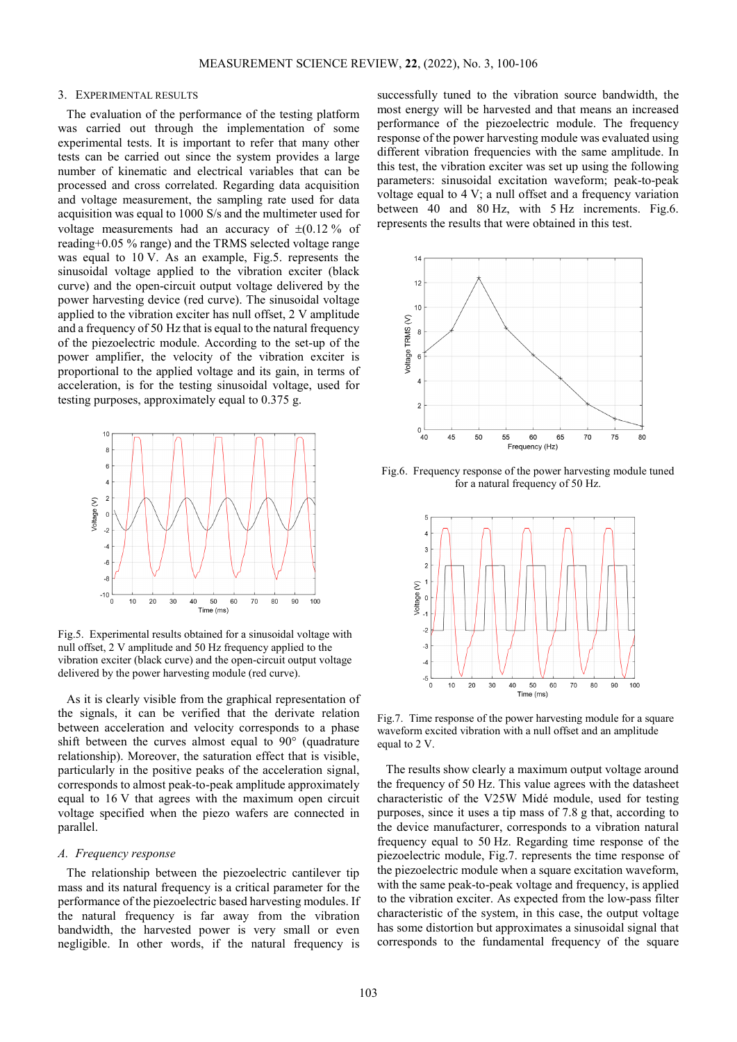## 3. Experimental Results

The evaluation of the performance of the testing platform was carried out through the implementation of some experimental tests. It is important to refer that many other tests can be carried out since the system provides a large number of kinematic and electrical variables that can be processed and cross correlated. Regarding data acquisition and voltage measurement, the sampling rate used for data acquisition was equal to 1000 S/s and the multimeter used for voltage measurements had an accuracy of ±(0.12 % of reading+0.05 % range) and the TRMS selected voltage range was equal to 10 V. As an example, Fig.5. represents the sinusoidal voltage applied to the vibration exciter (black curve) and the open-circuit output voltage delivered by the power harvesting device (red curve). The sinusoidal voltage applied to the vibration exciter has null offset, 2 V amplitude and a frequency of 50 Hz that is equal to the natural frequency of the piezoelectric module. According to the set-up of the power amplifier, the velocity of the vibration exciter is proportional to the applied voltage and its gain, in terms of acceleration, is for the testing sinusoidal voltage, used for testing purposes, approximately equal to 0.375 g.

Fig.5. Experimental results obtained for a sinusoidal voltage with null offset, 2 V amplitude and 50 Hz frequency applied to the vibration exciter (black curve) and the open-circuit output voltage delivered by the power harvesting module (red curve).

As it is clearly visible from the graphical representation of the signals, it can be verified that the derivate relation between acceleration and velocity corresponds to a phase shift between the curves almost equal to 90° (quadrature relationship). Moreover, the saturation effect that is visible, particularly in the positive peaks of the acceleration signal, corresponds to almost peak-to-peak amplitude approximately equal to 16 V that agrees with the maximum open circuit voltage specified when the piezo wafers are connected in parallel.

### A. *Frequency response*

The relationship between the piezoelectric cantilever tip mass and its natural frequency is a critical parameter for the performance of the piezoelectric based harvesting modules. If the natural frequency is far away from the vibration bandwidth, the harvested power is very small or even negligible. In other words, if the natural frequency is successfully tuned to the vibration source bandwidth, the most energy will be harvested and that means an increased performance of the piezoelectric module. The frequency response of the power harvesting module was evaluated using different vibration frequencies with the same amplitude. In this test, the vibration exciter was set up using the following parameters: sinusoidal excitation waveform; peak-to-peak voltage equal to 4 V; a null offset and a frequency variation between 40 and 80 Hz, with 5 Hz increments. Fig.6. represents the results that were obtained in this test.

Fig.6. Frequency response of the power harvesting module tuned for a natural frequency of 50 Hz.

Fig.7. Time response of the power harvesting module for a square waveform excited vibration with a null offset and an amplitude equal to 2 V.

The results show clearly a maximum output voltage around the frequency of 50 Hz. This value agrees with the datasheet characteristic of the V25W Midé module, used for testing purposes, since it uses a tip mass of 7.8 g that, according to the device manufacturer, corresponds to a vibration natural frequency equal to 50 Hz. Regarding time response of the piezoelectric module, Fig.7. represents the time response of the piezoelectric module when a square excitation waveform, with the same peak-to-peak voltage and frequency, is applied to the vibration exciter. As expected from the low-pass filter characteristic of the system, in this case, the output voltage has some distortion but approximates a sinusoidal signal that corresponds to the fundamental frequency of the square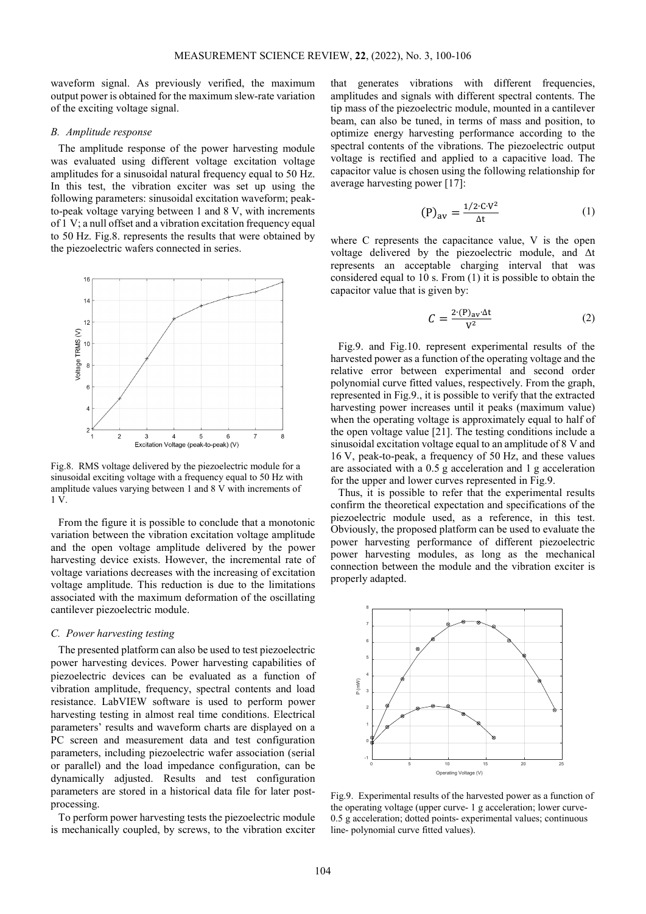waveform signal. As previously verified, the maximum output power is obtained for the maximum slew-rate variation of the exciting voltage signal.

### *B. Amplitude response*

The amplitude response of the power harvesting module was evaluated using different voltage excitation voltage amplitudes for a sinusoidal natural frequency equal to 50 Hz. In this test, the vibration exciter was set up using the following parameters: sinusoidal excitation waveform; peak-to-peak voltage varying between 1 and 8 V, with increments of 1 V; a null offset and a vibration excitation frequency equal to 50 Hz. Fig.8. represents the results that were obtained by the piezoelectric wafers connected in series.

Fig.8. RMS voltage delivered by the piezoelectric module for a sinusoidal exciting voltage with a frequency equal to 50 Hz with amplitude values varying between 1 and 8 V with increments of 1 V.

From the figure it is possible to conclude that a monotonic variation between the vibration excitation voltage amplitude and the open voltage amplitude delivered by the power harvesting device exists. However, the incremental rate of voltage variations decreases with the increasing of excitation voltage amplitude. This reduction is due to the limitations associated with the maximum deformation of the oscillating cantilever piezoelectric module.

### *C. Power harvesting testing*

The presented platform can also be used to test piezoelectric power harvesting devices. Power harvesting capabilities of piezoelectric devices can be evaluated as a function of vibration amplitude, frequency, spectral contents and load resistance. LabVIEW software is used to perform power harvesting testing in almost real time conditions. Electrical parameters' results and waveform charts are displayed on a PC screen and measurement data and test configuration parameters, including piezoelectric wafer association (serial or parallel) and the load impedance configuration, can be dynamically adjusted. Results and test configuration parameters are stored in a historical data file for later post-processing.

To perform power harvesting tests the piezoelectric module is mechanically coupled, by screws, to the vibration exciter that generates vibrations with different frequencies, amplitudes and signals with different spectral contents. The tip mass of the piezoelectric module, mounted in a cantilever beam, can also be tuned, in terms of mass and position, to optimize energy harvesting performance according to the spectral contents of the vibrations. The piezoelectric output voltage is rectified and applied to a capacitive load. The capacitor value is chosen using the following relationship for average harvesting power [17]:

$$(\mathrm{P})_{\mathrm{av}} = \frac{1/2 \cdot \mathrm{C} \cdot \mathrm{V}^2}{\Delta \mathrm{t}} \tag{1}$$

where C represents the capacitance value, V is the open voltage delivered by the piezoelectric module, and Δt represents an acceptable charging interval that was considered equal to 10 s. From (1) it is possible to obtain the capacitor value that is given by:

$$C = \frac{2 \cdot (\mathrm{P})_{\mathrm{av}} \cdot \Delta \mathrm{t}}{\mathrm{V}^2} \tag{2}$$

Fig.9. and Fig.10. represent experimental results of the harvested power as a function of the operating voltage and the relative error between experimental and second order polynomial curve fitted values, respectively. From the graph, represented in Fig.9., it is possible to verify that the extracted harvesting power increases until it peaks (maximum value) when the operating voltage is approximately equal to half of the open voltage value [21]. The testing conditions include a sinusoidal excitation voltage equal to an amplitude of 8 V and 16 V, peak-to-peak, a frequency of 50 Hz, and these values are associated with a 0.5 g acceleration and 1 g acceleration for the upper and lower curves represented in Fig.9.

Thus, it is possible to refer that the experimental results confirm the theoretical expectation and specifications of the piezoelectric module used, as a reference, in this test. Obviously, the proposed platform can be used to evaluate the power harvesting performance of different piezoelectric power harvesting modules, as long as the mechanical connection between the module and the vibration exciter is properly adapted.

Fig.9. Experimental results of the harvested power as a function of the operating voltage (upper curve- 1 g acceleration; lower curve- 0.5 g acceleration; dotted points- experimental values; continuous line- polynomial curve fitted values).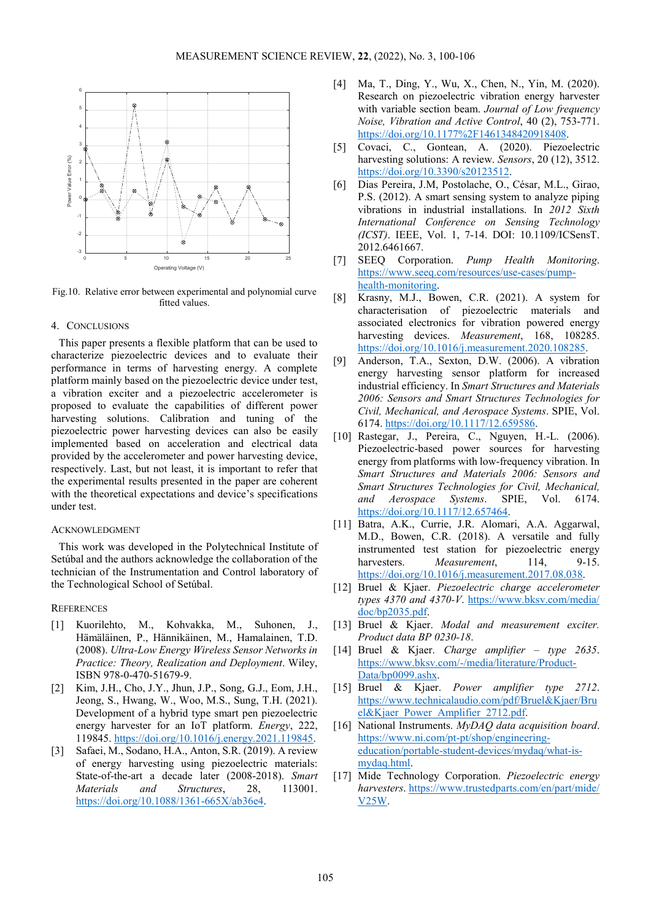Fig.10. Relative error between experimental and polynomial curve fitted values.

## 4. CONCLUSIONS

This paper presents a flexible platform that can be used to characterize piezoelectric devices and to evaluate their performance in terms of harvesting energy. A complete platform mainly based on the piezoelectric device under test, a vibration exciter and a piezoelectric accelerometer is proposed to evaluate the capabilities of different power harvesting solutions. Calibration and tuning of the piezoelectric power harvesting devices can also be easily implemented based on acceleration and electrical data provided by the accelerometer and power harvesting device, respectively. Last, but not least, it is important to refer that the experimental results presented in the paper are coherent with the theoretical expectations and device's specifications under test.

## ACKNOWLEDGMENT

This work was developed in the Polytechnical Institute of Setúbal and the authors acknowledge the collaboration of the technician of the Instrumentation and Control laboratory of the Technological School of Setúbal.

## REFERENCES

[1] Kuorilehto, M., Kohvakka, M., Suhonen, J., Hämäläinen, P., Hännikäinen, M., Hamalainen, T.D. (2008). *Ultra-Low Energy Wireless Sensor Networks in Practice: Theory, Realization and Deployment*. Wiley, ISBN 978-0-470-51679-9.

[2] Kim, J.H., Cho, J.Y., Jhun, J.P., Song, G.J., Eom, J.H., Jeong, S., Hwang, W., Woo, M.S., Sung, T.H. (2021). Development of a hybrid type smart pen piezoelectric energy harvester for an IoT platform. *Energy*, 222, 119845. https://doi.org/10.1016/j.energy.2021.119845.

[3] Safaei, M., Sodano, H.A., Anton, S.R. (2019). A review of energy harvesting using piezoelectric materials: State-of-the-art a decade later (2008-2018). *Smart Materials and Structures*, 28, 113001. https://doi.org/10.1088/1361-665X/ab36e4.

[4] Ma, T., Ding, Y., Wu, X., Chen, N., Yin, M. (2020). Research on piezoelectric vibration energy harvester with variable section beam. *Journal of Low frequency Noise, Vibration and Active Control*, 40 (2), 753-771. https://doi.org/10.1177%2F1461348420918408.

[5] Covaci, C., Gontean, A. (2020). Piezoelectric harvesting solutions: A review. *Sensors*, 20 (12), 3512. https://doi.org/10.3390/s20123512.

[6] Dias Pereira, J.M, Postolache, O., César, M.L., Girao, P.S. (2012). A smart sensing system to analyze piping vibrations in industrial installations. In *2012 Sixth International Conference on Sensing Technology (ICST)*. IEEE, Vol. 1, 7-14. DOI: 10.1109/ICSensT. 2012.6461667.

[7] SEEQ Corporation. *Pump Health Monitoring*. https://www.seeq.com/resources/use-cases/pump-health-monitoring.

[8] Krasny, M.J., Bowen, C.R. (2021). A system for characterisation of piezoelectric materials and associated electronics for vibration powered energy harvesting devices. *Measurement*, 168, 108285. https://doi.org/10.1016/j.measurement.2020.108285.

[9] Anderson, T.A., Sexton, D.W. (2006). A vibration energy harvesting sensor platform for increased industrial efficiency. In *Smart Structures and Materials 2006: Smart Structures and Integrated Systems / Smart Sensor Technologies for Civil, Mechanical, and Aerospace Systems*. SPIE, Vol. 6174. https://doi.org/10.1117/12.659586.

[10] Rastegar, J., Pereira, C., Nguyen, H.-L. (2006). Piezoelectric-based power sources for harvesting energy from platforms with low-frequency vibration. In *Smart Structures and Materials 2006: Sensors and Smart Structures Technologies for Civil, Mechanical, and Aerospace Systems*. SPIE, Vol. 6174. https://doi.org/10.1117/12.657464.

[11] Batra, A.K., Currie, J.R. Alomari, A.A. Aggarwal, M.D., Bowen, C.R. (2018). A versatile and fully instrumented test station for piezoelectric energy harvesters. *Measurement*, 114, 9-15. https://doi.org/10.1016/j.measurement.2017.08.038.

[12] Bruel & Kjaer. *Piezoelectric charge accelerometer types 4370 and 4370-V*. https://www.bksv.com/media/doc/bp2035.pdf.

[13] Bruel & Kjaer. *Modal and measurement exciter. Product data BP 0230-18*.

[14] Bruel & Kjaer. *Charge amplifier – type 2635*. https://www.bksv.com/-/media/literature/Product-Data/bp0099.ashx.

[15] Bruel & Kjaer. *Power amplifier type 2712*. https://www.technicalaudio.com/pdf/Bruel&Kjaer/Bruel&Kjaer_Power_Amplifier_2712.pdf.

[16] National Instruments. *MyDAQ data acquisition board*. https://www.ni.com/pt-pt/shop/engineering-education/portable-student-devices/mydaq/what-is-mydaq.html.

[17] Mide Technology Corporation. *Piezoelectric energy harvesters*. https://www.trustedparts.com/en/part/mide/V25W.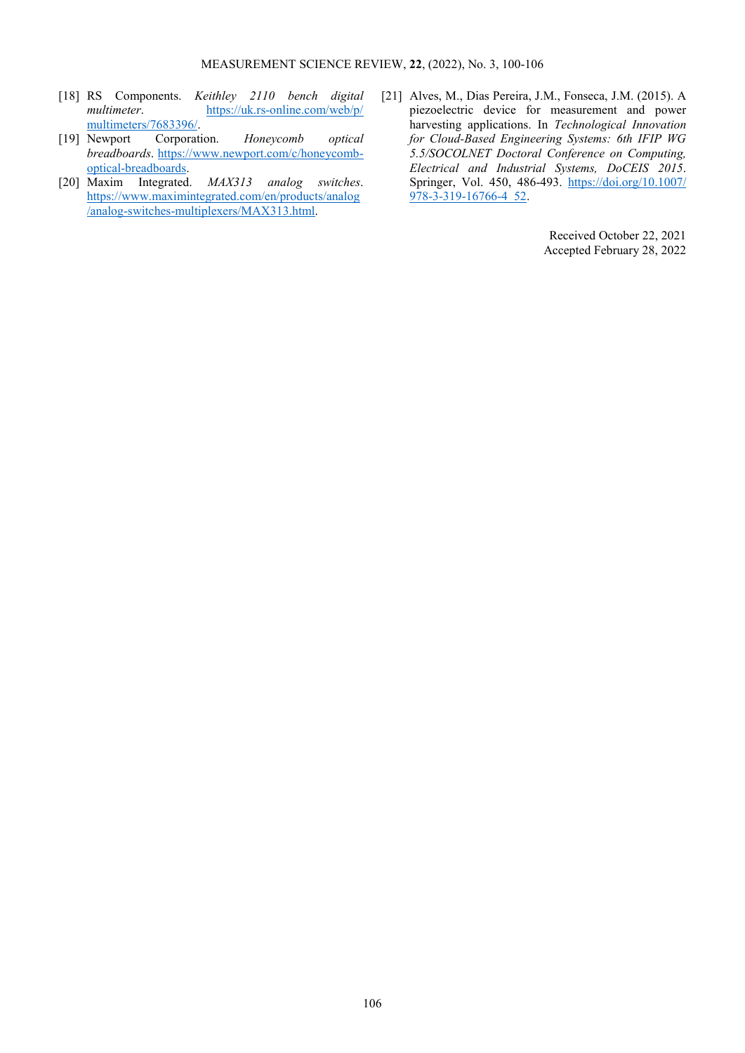[18] RS Components. *Keithley 2110 bench digital multimeter*. https://uk.rs-online.com/web/p/multimeters/7683396/.

[19] Newport Corporation. *Honeycomb optical breadboards*. https://www.newport.com/c/honeycomb-optical-breadboards.

[20] Maxim Integrated. *MAX313 analog switches*. https://www.maximintegrated.com/en/products/analog/analog-switches-multiplexers/MAX313.html.

[21] Alves, M., Dias Pereira, J.M., Fonseca, J.M. (2015). A piezoelectric device for measurement and power harvesting applications. In *Technological Innovation for Cloud-Based Engineering Systems: 6th IFIP WG 5.5/SOCOLNET Doctoral Conference on Computing, Electrical and Industrial Systems, DoCEIS 2015*. Springer, Vol. 450, 486-493. https://doi.org/10.1007/978-3-319-16766-4_52.

Received October 22, 2021
Accepted February 28, 2022